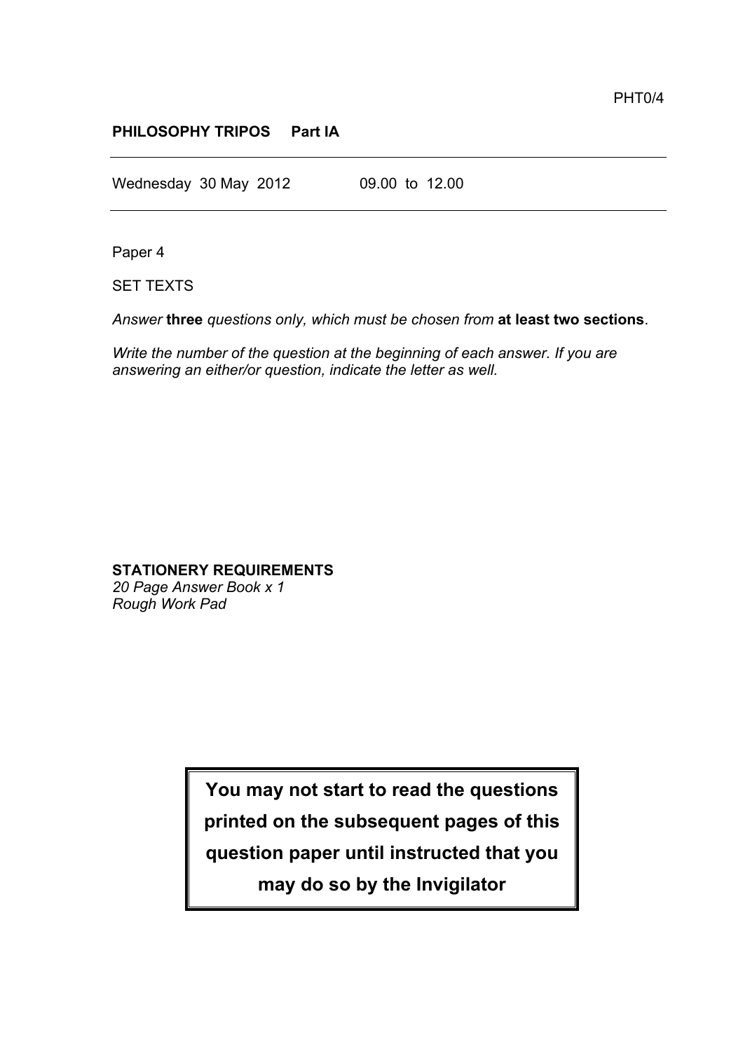PHT0/4

**PHILOSOPHY TRIPOS Part IA**

Wednesday 30 May 2012 09.00 to 12.00

Paper 4

SET TEXTS

*Answer* **three** *questions only, which must be chosen from* **at least two sections**.

*Write the number of the question at the beginning of each answer. If you are answering an either/or question, indicate the letter as well.*

**STATIONERY REQUIREMENTS**
*20 Page Answer Book x 1*
*Rough Work Pad*

**You may not start to read the questions printed on the subsequent pages of this question paper until instructed that you may do so by the Invigilator**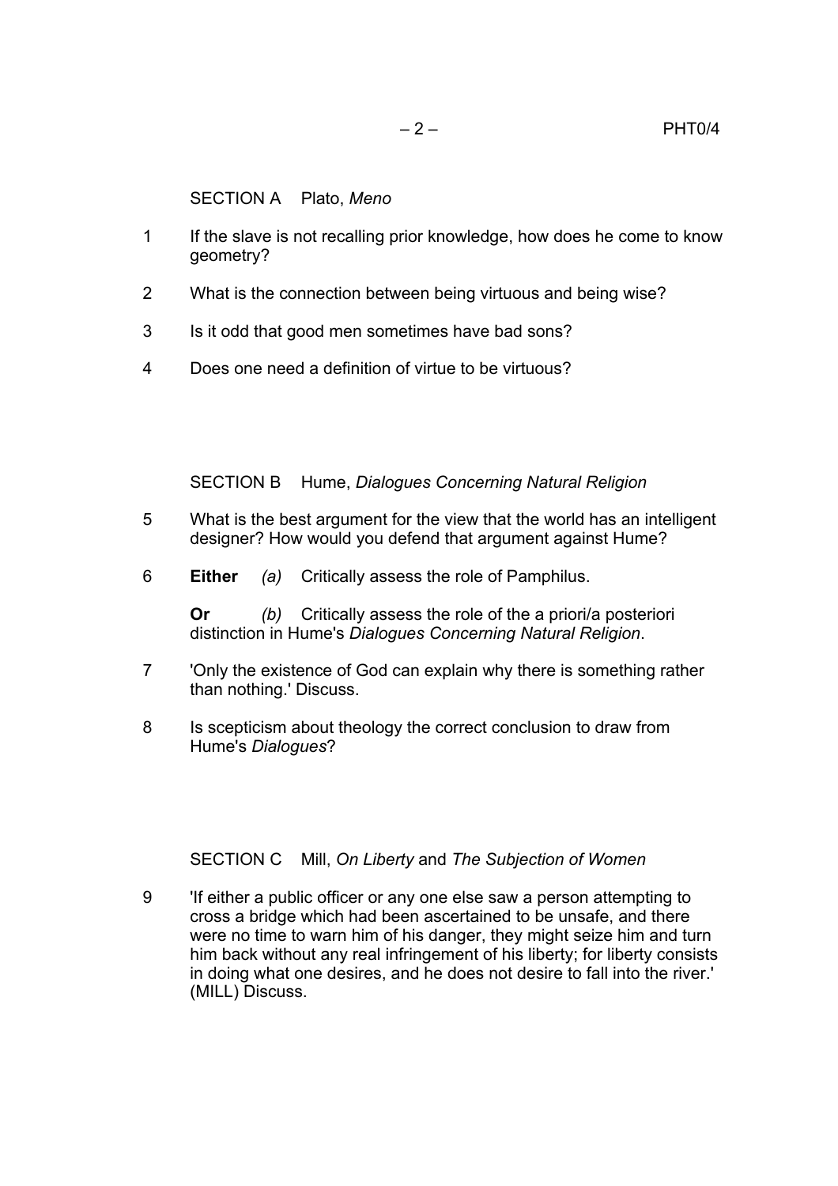## SECTION A Plato, *Meno*

1 If the slave is not recalling prior knowledge, how does he come to know geometry?

2 What is the connection between being virtuous and being wise?

3 Is it odd that good men sometimes have bad sons?

4 Does one need a definition of virtue to be virtuous?

## SECTION B Hume, *Dialogues Concerning Natural Religion*

5 What is the best argument for the view that the world has an intelligent designer? How would you defend that argument against Hume?

6 **Either** *(a)* Critically assess the role of Pamphilus.

**Or** *(b)* Critically assess the role of the a priori/a posteriori distinction in Hume's *Dialogues Concerning Natural Religion*.

7 'Only the existence of God can explain why there is something rather than nothing.' Discuss.

8 Is scepticism about theology the correct conclusion to draw from Hume's *Dialogues*?

## SECTION C Mill, *On Liberty* and *The Subjection of Women*

9 'If either a public officer or any one else saw a person attempting to cross a bridge which had been ascertained to be unsafe, and there were no time to warn him of his danger, they might seize him and turn him back without any real infringement of his liberty; for liberty consists in doing what one desires, and he does not desire to fall into the river.' (MILL) Discuss.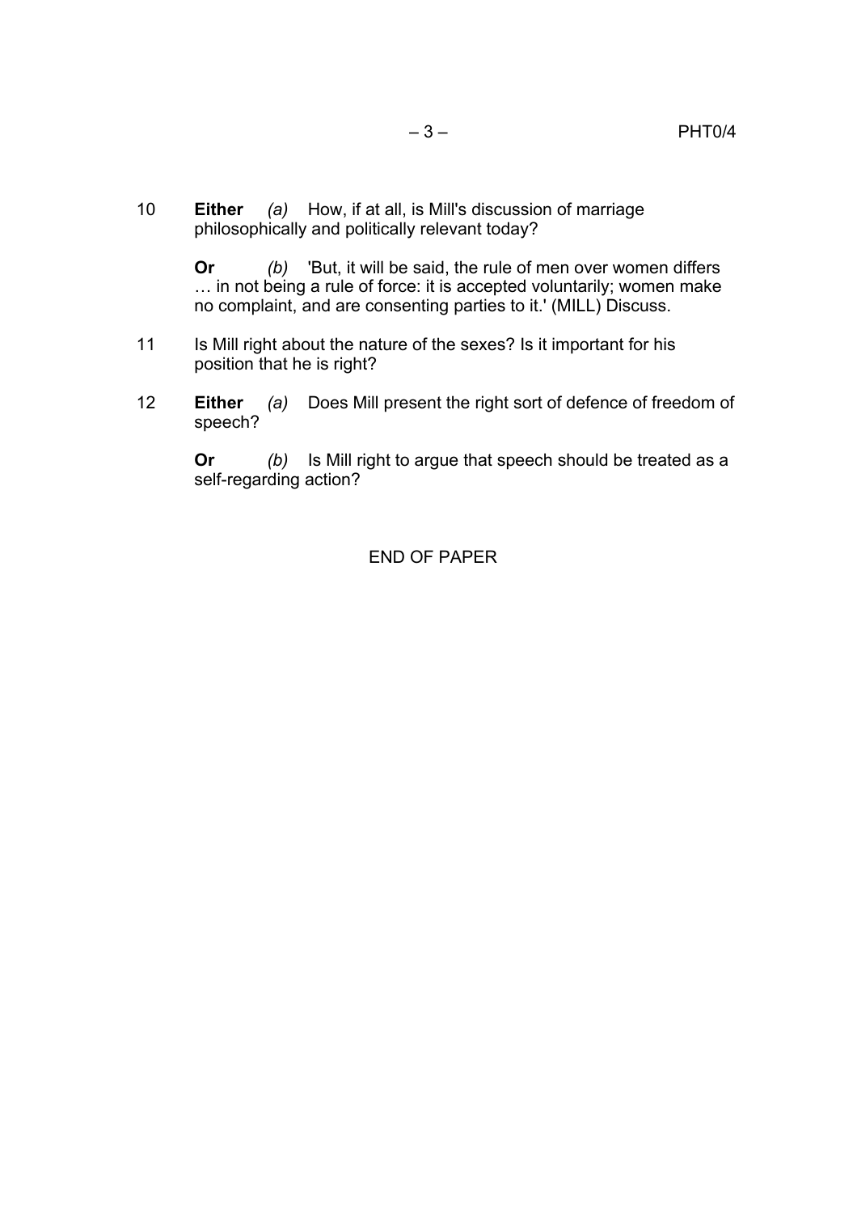10 **Either** *(a)* How, if at all, is Mill's discussion of marriage philosophically and politically relevant today?

**Or** *(b)* 'But, it will be said, the rule of men over women differs … in not being a rule of force: it is accepted voluntarily; women make no complaint, and are consenting parties to it.' (MILL) Discuss.

11 Is Mill right about the nature of the sexes? Is it important for his position that he is right?

12 **Either** *(a)* Does Mill present the right sort of defence of freedom of speech?

**Or** *(b)* Is Mill right to argue that speech should be treated as a self-regarding action?

END OF PAPER